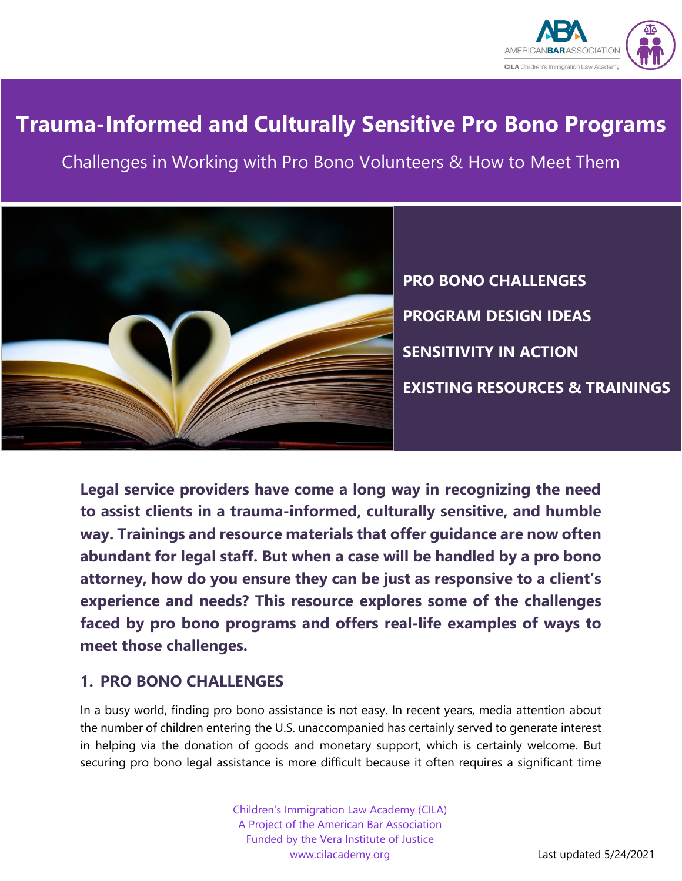# Trauma-Informed and Culturally Sensitive Pro Bono Programs

Challenges in Working with Pro Bono Volunteers & How to Meet Them

**PRO BONO CHALLENGES**

**PROGRAM DESIGN IDEAS**

**SENSITIVITY IN ACTION**

**EXISTING RESOURCES & TRAININGS**

**Legal service providers have come a long way in recognizing the need to assist clients in a trauma-informed, culturally sensitive, and humble way. Trainings and resource materials that offer guidance are now often abundant for legal staff. But when a case will be handled by a pro bono attorney, how do you ensure they can be just as responsive to a client's experience and needs? This resource explores some of the challenges faced by pro bono programs and offers real-life examples of ways to meet those challenges.**

## 1. PRO BONO CHALLENGES

In a busy world, finding pro bono assistance is not easy. In recent years, media attention about the number of children entering the U.S. unaccompanied has certainly served to generate interest in helping via the donation of goods and monetary support, which is certainly welcome. But securing pro bono legal assistance is more difficult because it often requires a significant time

Children's Immigration Law Academy (CILA)
A Project of the American Bar Association
Funded by the Vera Institute of Justice
www.cilacademy.org

Last updated 5/24/2021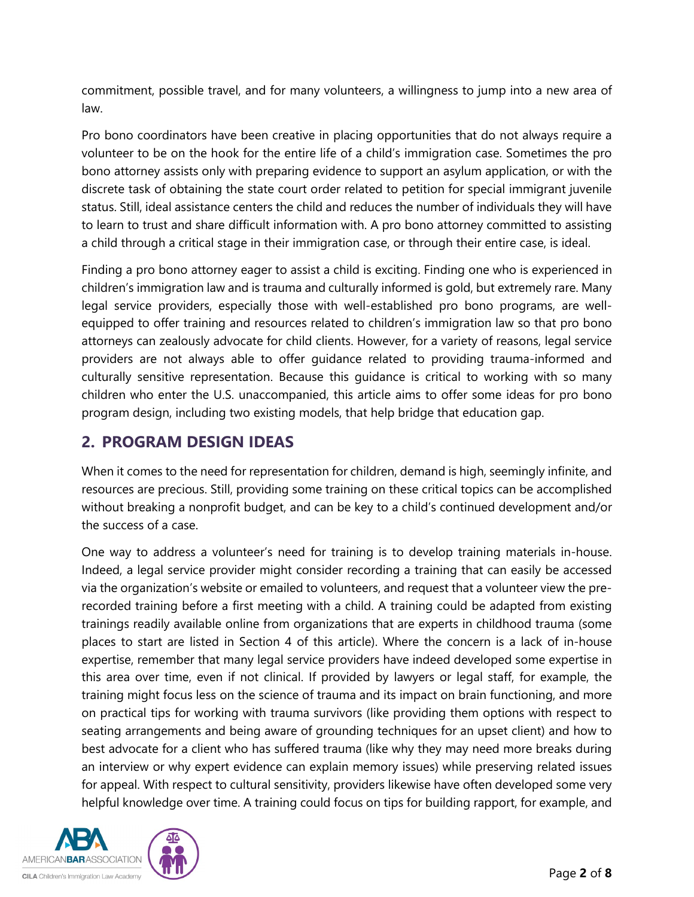commitment, possible travel, and for many volunteers, a willingness to jump into a new area of law.

Pro bono coordinators have been creative in placing opportunities that do not always require a volunteer to be on the hook for the entire life of a child's immigration case. Sometimes the pro bono attorney assists only with preparing evidence to support an asylum application, or with the discrete task of obtaining the state court order related to petition for special immigrant juvenile status. Still, ideal assistance centers the child and reduces the number of individuals they will have to learn to trust and share difficult information with. A pro bono attorney committed to assisting a child through a critical stage in their immigration case, or through their entire case, is ideal.

Finding a pro bono attorney eager to assist a child is exciting. Finding one who is experienced in children's immigration law and is trauma and culturally informed is gold, but extremely rare. Many legal service providers, especially those with well-established pro bono programs, are well-equipped to offer training and resources related to children's immigration law so that pro bono attorneys can zealously advocate for child clients. However, for a variety of reasons, legal service providers are not always able to offer guidance related to providing trauma-informed and culturally sensitive representation. Because this guidance is critical to working with so many children who enter the U.S. unaccompanied, this article aims to offer some ideas for pro bono program design, including two existing models, that help bridge that education gap.

## 2. PROGRAM DESIGN IDEAS

When it comes to the need for representation for children, demand is high, seemingly infinite, and resources are precious. Still, providing some training on these critical topics can be accomplished without breaking a nonprofit budget, and can be key to a child's continued development and/or the success of a case.

One way to address a volunteer's need for training is to develop training materials in-house. Indeed, a legal service provider might consider recording a training that can easily be accessed via the organization's website or emailed to volunteers, and request that a volunteer view the pre-recorded training before a first meeting with a child. A training could be adapted from existing trainings readily available online from organizations that are experts in childhood trauma (some places to start are listed in Section 4 of this article). Where the concern is a lack of in-house expertise, remember that many legal service providers have indeed developed some expertise in this area over time, even if not clinical. If provided by lawyers or legal staff, for example, the training might focus less on the science of trauma and its impact on brain functioning, and more on practical tips for working with trauma survivors (like providing them options with respect to seating arrangements and being aware of grounding techniques for an upset client) and how to best advocate for a client who has suffered trauma (like why they may need more breaks during an interview or why expert evidence can explain memory issues) while preserving related issues for appeal. With respect to cultural sensitivity, providers likewise have often developed some very helpful knowledge over time. A training could focus on tips for building rapport, for example, and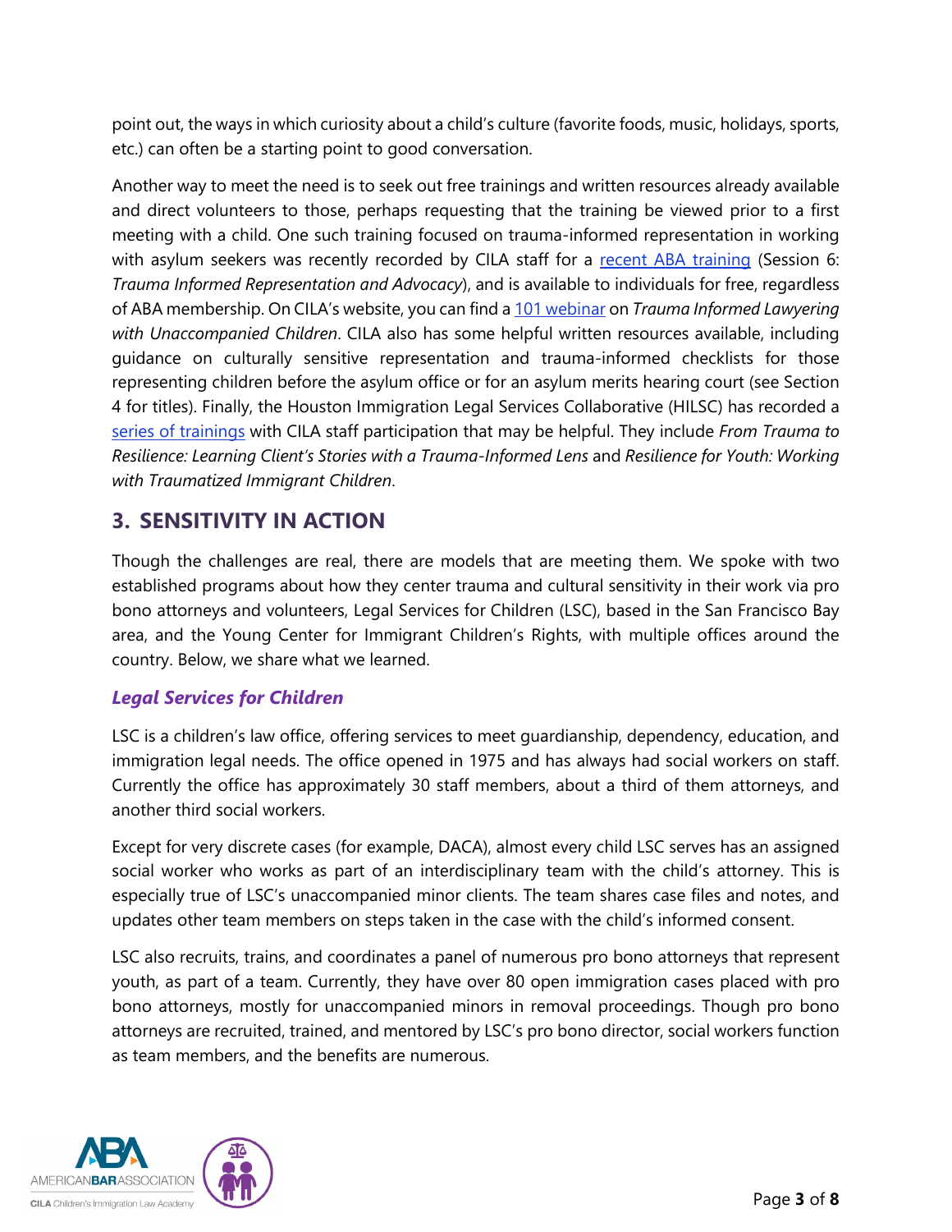point out, the ways in which curiosity about a child's culture (favorite foods, music, holidays, sports, etc.) can often be a starting point to good conversation.

Another way to meet the need is to seek out free trainings and written resources already available and direct volunteers to those, perhaps requesting that the training be viewed prior to a first meeting with a child. One such training focused on trauma-informed representation in working with asylum seekers was recently recorded by CILA staff for a recent ABA training (Session 6: *Trauma Informed Representation and Advocacy*), and is available to individuals for free, regardless of ABA membership. On CILA's website, you can find a 101 webinar on *Trauma Informed Lawyering with Unaccompanied Children*. CILA also has some helpful written resources available, including guidance on culturally sensitive representation and trauma-informed checklists for those representing children before the asylum office or for an asylum merits hearing court (see Section 4 for titles). Finally, the Houston Immigration Legal Services Collaborative (HILSC) has recorded a series of trainings with CILA staff participation that may be helpful. They include *From Trauma to Resilience: Learning Client's Stories with a Trauma-Informed Lens* and *Resilience for Youth: Working with Traumatized Immigrant Children*.

## 3. SENSITIVITY IN ACTION

Though the challenges are real, there are models that are meeting them. We spoke with two established programs about how they center trauma and cultural sensitivity in their work via pro bono attorneys and volunteers, Legal Services for Children (LSC), based in the San Francisco Bay area, and the Young Center for Immigrant Children's Rights, with multiple offices around the country. Below, we share what we learned.

### *Legal Services for Children*

LSC is a children's law office, offering services to meet guardianship, dependency, education, and immigration legal needs. The office opened in 1975 and has always had social workers on staff. Currently the office has approximately 30 staff members, about a third of them attorneys, and another third social workers.

Except for very discrete cases (for example, DACA), almost every child LSC serves has an assigned social worker who works as part of an interdisciplinary team with the child's attorney. This is especially true of LSC's unaccompanied minor clients. The team shares case files and notes, and updates other team members on steps taken in the case with the child's informed consent.

LSC also recruits, trains, and coordinates a panel of numerous pro bono attorneys that represent youth, as part of a team. Currently, they have over 80 open immigration cases placed with pro bono attorneys, mostly for unaccompanied minors in removal proceedings. Though pro bono attorneys are recruited, trained, and mentored by LSC's pro bono director, social workers function as team members, and the benefits are numerous.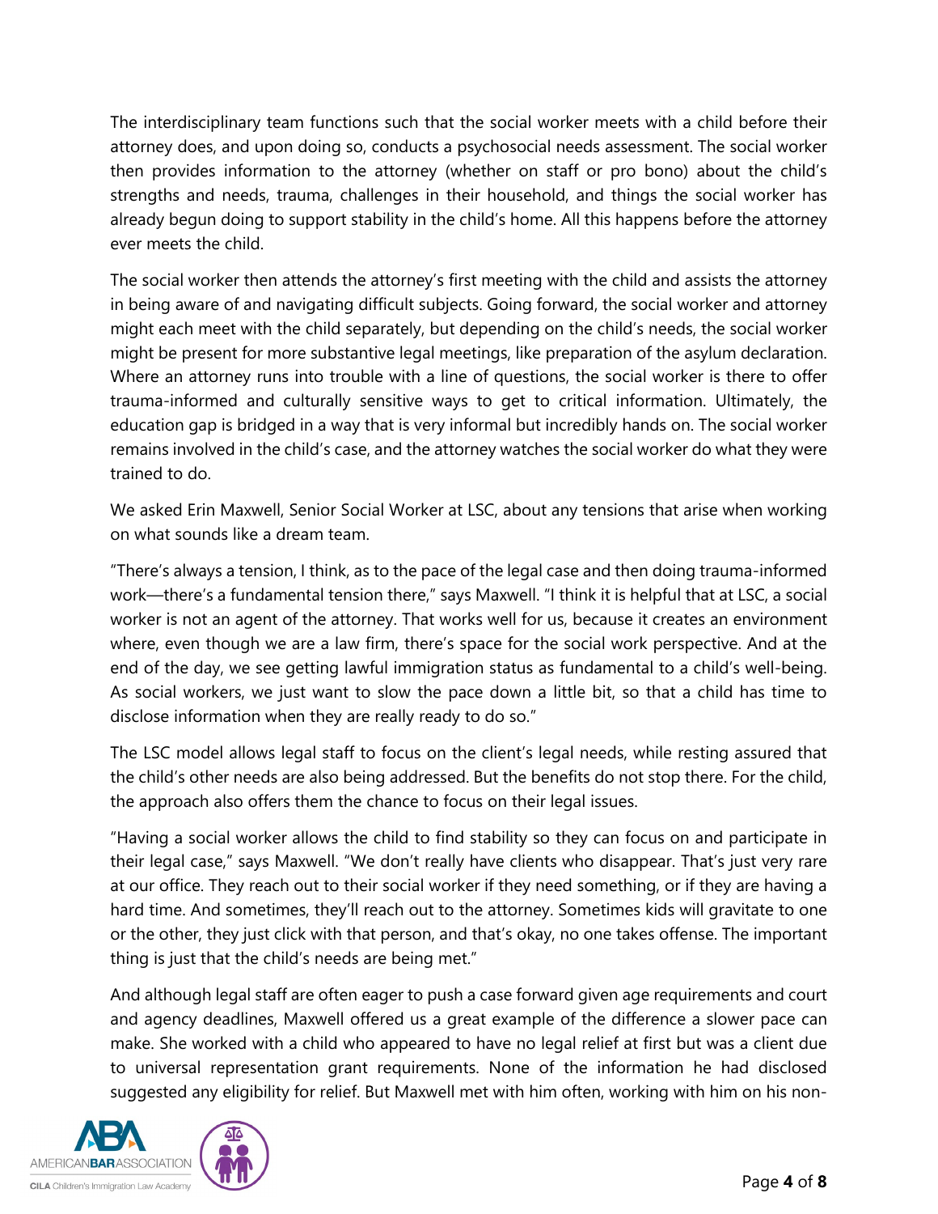The interdisciplinary team functions such that the social worker meets with a child before their attorney does, and upon doing so, conducts a psychosocial needs assessment. The social worker then provides information to the attorney (whether on staff or pro bono) about the child's strengths and needs, trauma, challenges in their household, and things the social worker has already begun doing to support stability in the child's home. All this happens before the attorney ever meets the child.

The social worker then attends the attorney's first meeting with the child and assists the attorney in being aware of and navigating difficult subjects. Going forward, the social worker and attorney might each meet with the child separately, but depending on the child's needs, the social worker might be present for more substantive legal meetings, like preparation of the asylum declaration. Where an attorney runs into trouble with a line of questions, the social worker is there to offer trauma-informed and culturally sensitive ways to get to critical information. Ultimately, the education gap is bridged in a way that is very informal but incredibly hands on. The social worker remains involved in the child's case, and the attorney watches the social worker do what they were trained to do.

We asked Erin Maxwell, Senior Social Worker at LSC, about any tensions that arise when working on what sounds like a dream team.

"There's always a tension, I think, as to the pace of the legal case and then doing trauma-informed work—there's a fundamental tension there," says Maxwell. "I think it is helpful that at LSC, a social worker is not an agent of the attorney. That works well for us, because it creates an environment where, even though we are a law firm, there's space for the social work perspective. And at the end of the day, we see getting lawful immigration status as fundamental to a child's well-being. As social workers, we just want to slow the pace down a little bit, so that a child has time to disclose information when they are really ready to do so."

The LSC model allows legal staff to focus on the client's legal needs, while resting assured that the child's other needs are also being addressed. But the benefits do not stop there. For the child, the approach also offers them the chance to focus on their legal issues.

"Having a social worker allows the child to find stability so they can focus on and participate in their legal case," says Maxwell. "We don't really have clients who disappear. That's just very rare at our office. They reach out to their social worker if they need something, or if they are having a hard time. And sometimes, they'll reach out to the attorney. Sometimes kids will gravitate to one or the other, they just click with that person, and that's okay, no one takes offense. The important thing is just that the child's needs are being met."

And although legal staff are often eager to push a case forward given age requirements and court and agency deadlines, Maxwell offered us a great example of the difference a slower pace can make. She worked with a child who appeared to have no legal relief at first but was a client due to universal representation grant requirements. None of the information he had disclosed suggested any eligibility for relief. But Maxwell met with him often, working with him on his non-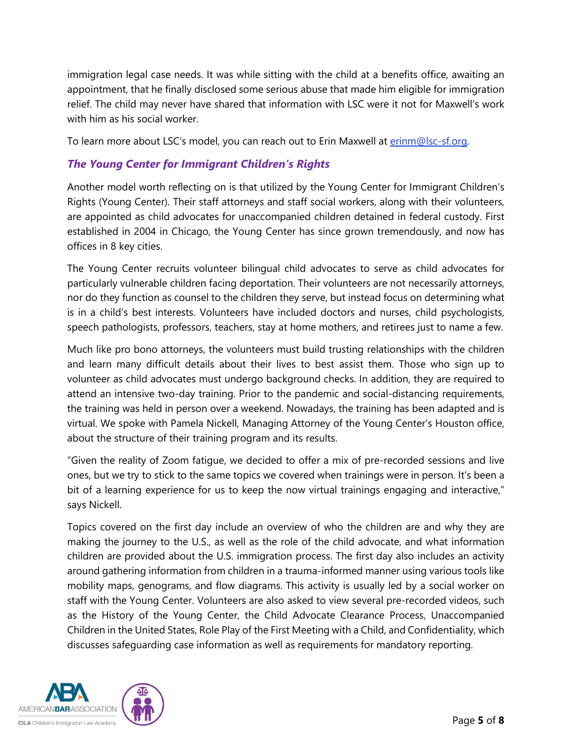immigration legal case needs. It was while sitting with the child at a benefits office, awaiting an appointment, that he finally disclosed some serious abuse that made him eligible for immigration relief. The child may never have shared that information with LSC were it not for Maxwell's work with him as his social worker.

To learn more about LSC's model, you can reach out to Erin Maxwell at [erinm@lsc-sf.org](mailto:erinm@lsc-sf.org).

### *The Young Center for Immigrant Children's Rights*

Another model worth reflecting on is that utilized by the Young Center for Immigrant Children's Rights (Young Center). Their staff attorneys and staff social workers, along with their volunteers, are appointed as child advocates for unaccompanied children detained in federal custody. First established in 2004 in Chicago, the Young Center has since grown tremendously, and now has offices in 8 key cities.

The Young Center recruits volunteer bilingual child advocates to serve as child advocates for particularly vulnerable children facing deportation. Their volunteers are not necessarily attorneys, nor do they function as counsel to the children they serve, but instead focus on determining what is in a child's best interests. Volunteers have included doctors and nurses, child psychologists, speech pathologists, professors, teachers, stay at home mothers, and retirees just to name a few.

Much like pro bono attorneys, the volunteers must build trusting relationships with the children and learn many difficult details about their lives to best assist them. Those who sign up to volunteer as child advocates must undergo background checks. In addition, they are required to attend an intensive two-day training. Prior to the pandemic and social-distancing requirements, the training was held in person over a weekend. Nowadays, the training has been adapted and is virtual. We spoke with Pamela Nickell, Managing Attorney of the Young Center's Houston office, about the structure of their training program and its results.

"Given the reality of Zoom fatigue, we decided to offer a mix of pre-recorded sessions and live ones, but we try to stick to the same topics we covered when trainings were in person. It's been a bit of a learning experience for us to keep the now virtual trainings engaging and interactive," says Nickell.

Topics covered on the first day include an overview of who the children are and why they are making the journey to the U.S., as well as the role of the child advocate, and what information children are provided about the U.S. immigration process. The first day also includes an activity around gathering information from children in a trauma-informed manner using various tools like mobility maps, genograms, and flow diagrams. This activity is usually led by a social worker on staff with the Young Center. Volunteers are also asked to view several pre-recorded videos, such as the History of the Young Center, the Child Advocate Clearance Process, Unaccompanied Children in the United States, Role Play of the First Meeting with a Child, and Confidentiality, which discusses safeguarding case information as well as requirements for mandatory reporting.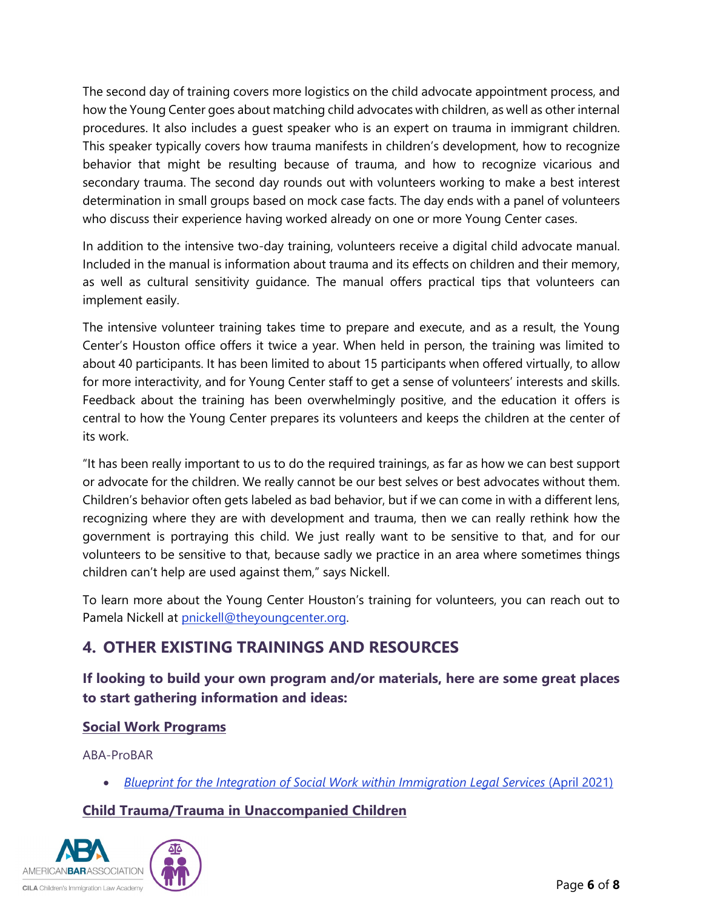The second day of training covers more logistics on the child advocate appointment process, and how the Young Center goes about matching child advocates with children, as well as other internal procedures. It also includes a guest speaker who is an expert on trauma in immigrant children. This speaker typically covers how trauma manifests in children's development, how to recognize behavior that might be resulting because of trauma, and how to recognize vicarious and secondary trauma. The second day rounds out with volunteers working to make a best interest determination in small groups based on mock case facts. The day ends with a panel of volunteers who discuss their experience having worked already on one or more Young Center cases.

In addition to the intensive two-day training, volunteers receive a digital child advocate manual. Included in the manual is information about trauma and its effects on children and their memory, as well as cultural sensitivity guidance. The manual offers practical tips that volunteers can implement easily.

The intensive volunteer training takes time to prepare and execute, and as a result, the Young Center's Houston office offers it twice a year. When held in person, the training was limited to about 40 participants. It has been limited to about 15 participants when offered virtually, to allow for more interactivity, and for Young Center staff to get a sense of volunteers' interests and skills. Feedback about the training has been overwhelmingly positive, and the education it offers is central to how the Young Center prepares its volunteers and keeps the children at the center of its work.

"It has been really important to us to do the required trainings, as far as how we can best support or advocate for the children. We really cannot be our best selves or best advocates without them. Children's behavior often gets labeled as bad behavior, but if we can come in with a different lens, recognizing where they are with development and trauma, then we can really rethink how the government is portraying this child. We just really want to be sensitive to that, and for our volunteers to be sensitive to that, because sadly we practice in an area where sometimes things children can't help are used against them," says Nickell.

To learn more about the Young Center Houston's training for volunteers, you can reach out to Pamela Nickell at [pnickell@theyoungcenter.org](mailto:pnickell@theyoungcenter.org).

## 4. OTHER EXISTING TRAININGS AND RESOURCES

### If looking to build your own program and/or materials, here are some great places to start gathering information and ideas:

**<u>Social Work Programs</u>**

ABA-ProBAR

- *Blueprint for the Integration of Social Work within Immigration Legal Services* (April 2021)

**<u>Child Trauma/Trauma in Unaccompanied Children</u>**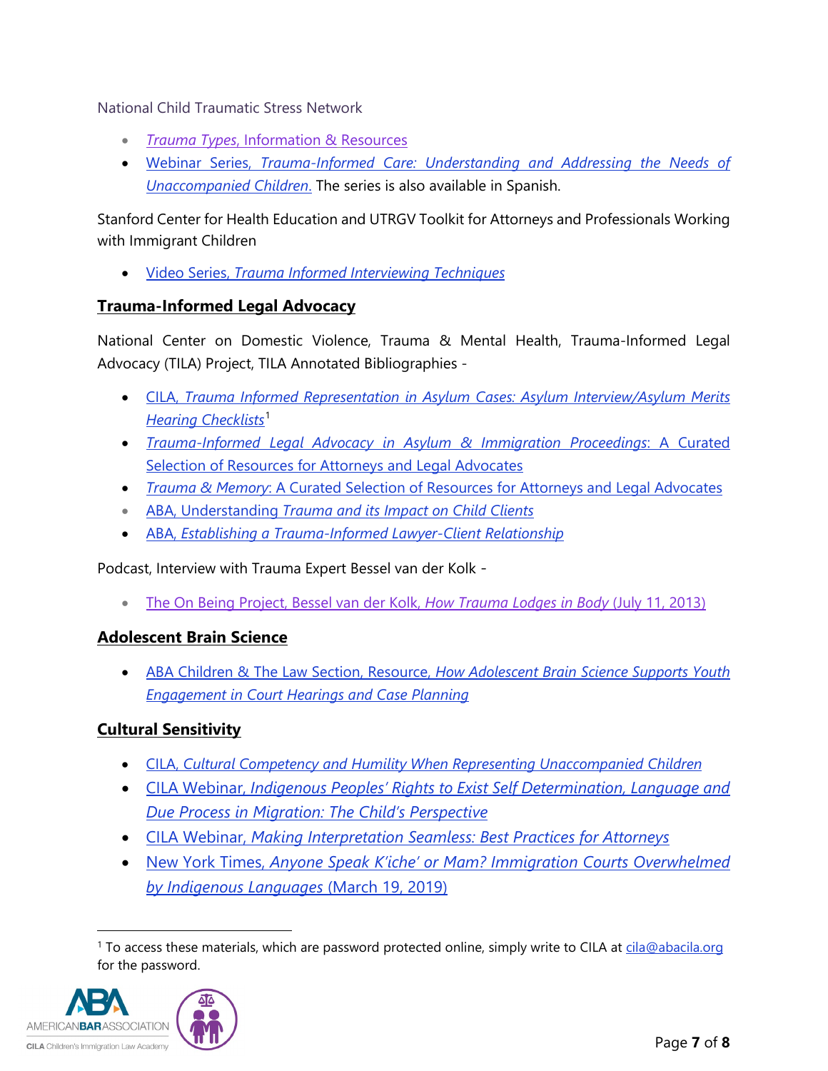National Child Traumatic Stress Network

- *Trauma Types*, Information & Resources
- Webinar Series, *Trauma-Informed Care: Understanding and Addressing the Needs of Unaccompanied Children.* The series is also available in Spanish.

Stanford Center for Health Education and UTRGV Toolkit for Attorneys and Professionals Working with Immigrant Children

- Video Series, *Trauma Informed Interviewing Techniques*

## Trauma-Informed Legal Advocacy

National Center on Domestic Violence, Trauma & Mental Health, Trauma-Informed Legal Advocacy (TILA) Project, TILA Annotated Bibliographies -

- CILA, *Trauma Informed Representation in Asylum Cases: Asylum Interview/Asylum Merits Hearing Checklists*[1]
- *Trauma-Informed Legal Advocacy in Asylum & Immigration Proceedings*: A Curated Selection of Resources for Attorneys and Legal Advocates
- *Trauma & Memory*: A Curated Selection of Resources for Attorneys and Legal Advocates
- ABA, Understanding *Trauma and its Impact on Child Clients*
- ABA, *Establishing a Trauma-Informed Lawyer-Client Relationship*

Podcast, Interview with Trauma Expert Bessel van der Kolk -

- The On Being Project, Bessel van der Kolk, *How Trauma Lodges in Body* (July 11, 2013)

## Adolescent Brain Science

- ABA Children & The Law Section, Resource, *How Adolescent Brain Science Supports Youth Engagement in Court Hearings and Case Planning*

## Cultural Sensitivity

- CILA, *Cultural Competency and Humility When Representing Unaccompanied Children*
- CILA Webinar, *Indigenous Peoples' Rights to Exist Self Determination, Language and Due Process in Migration: The Child's Perspective*
- CILA Webinar, *Making Interpretation Seamless: Best Practices for Attorneys*
- New York Times, *Anyone Speak K'iche' or Mam? Immigration Courts Overwhelmed by Indigenous Languages* (March 19, 2019)

---

[1] To access these materials, which are password protected online, simply write to CILA at cila@abacila.org for the password.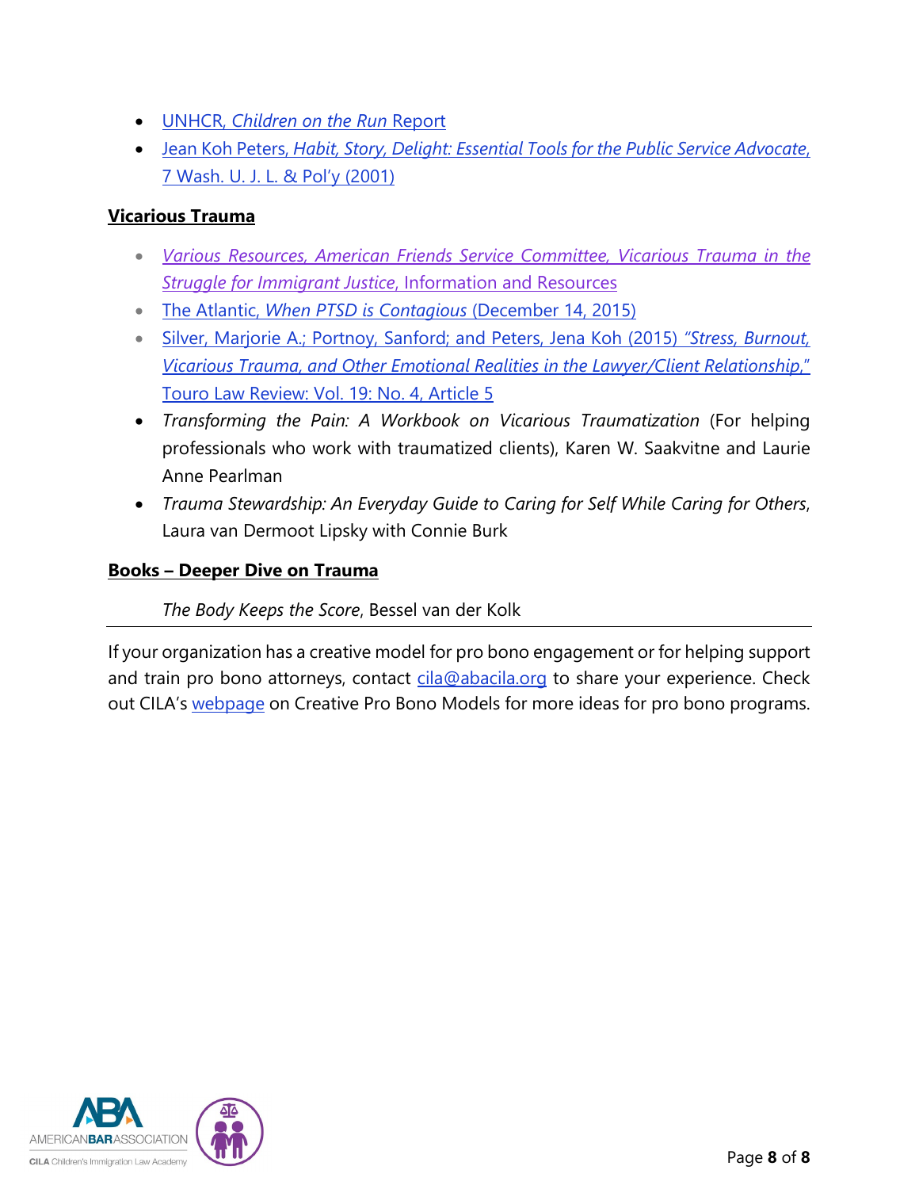- UNHCR, *Children on the Run* Report
- Jean Koh Peters, *Habit, Story, Delight: Essential Tools for the Public Service Advocate*, 7 Wash. U. J. L. & Pol'y (2001)

**Vicarious Trauma**

- *Various Resources, American Friends Service Committee, Vicarious Trauma in the Struggle for Immigrant Justice*, Information and Resources
- The Atlantic, *When PTSD is Contagious* (December 14, 2015)
- Silver, Marjorie A.; Portnoy, Sanford; and Peters, Jena Koh (2015) *"Stress, Burnout, Vicarious Trauma, and Other Emotional Realities in the Lawyer/Client Relationship,"* Touro Law Review: Vol. 19: No. 4, Article 5
- *Transforming the Pain: A Workbook on Vicarious Traumatization* (For helping professionals who work with traumatized clients), Karen W. Saakvitne and Laurie Anne Pearlman
- *Trauma Stewardship: An Everyday Guide to Caring for Self While Caring for Others*, Laura van Dermoot Lipsky with Connie Burk

**Books – Deeper Dive on Trauma**

*The Body Keeps the Score*, Bessel van der Kolk

---

If your organization has a creative model for pro bono engagement or for helping support and train pro bono attorneys, contact cila@abacila.org to share your experience. Check out CILA's webpage on Creative Pro Bono Models for more ideas for pro bono programs.